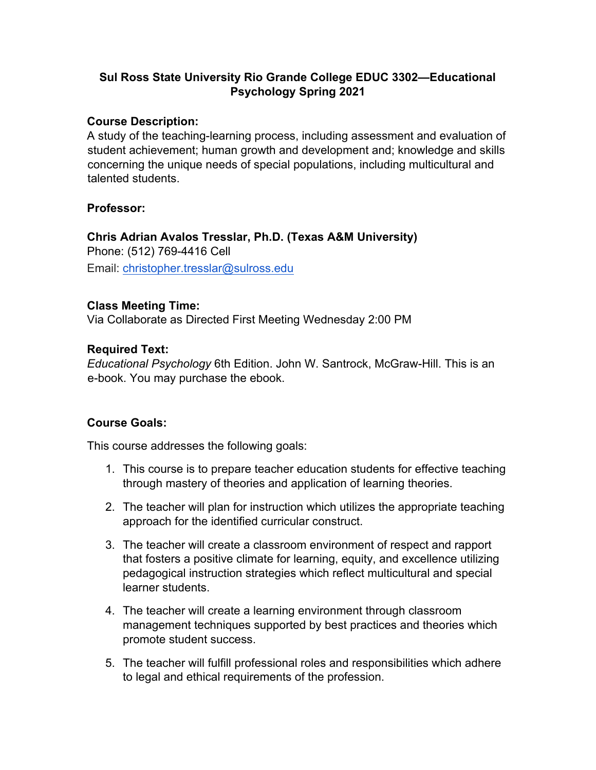# Sul Ross State University Rio Grande College EDUC 3302—Educational Psychology Spring 2021

**Course Description:**

A study of the teaching-learning process, including assessment and evaluation of student achievement; human growth and development and; knowledge and skills concerning the unique needs of special populations, including multicultural and talented students.

**Professor:**

**Chris Adrian Avalos Tresslar, Ph.D. (Texas A&M University)**

Phone: (512) 769-4416 Cell

Email: christopher.tresslar@sulross.edu

**Class Meeting Time:**

Via Collaborate as Directed First Meeting Wednesday 2:00 PM

**Required Text:**

*Educational Psychology* 6th Edition. John W. Santrock, McGraw-Hill. This is an e-book. You may purchase the ebook.

**Course Goals:**

This course addresses the following goals:

1. This course is to prepare teacher education students for effective teaching through mastery of theories and application of learning theories.
2. The teacher will plan for instruction which utilizes the appropriate teaching approach for the identified curricular construct.
3. The teacher will create a classroom environment of respect and rapport that fosters a positive climate for learning, equity, and excellence utilizing pedagogical instruction strategies which reflect multicultural and special learner students.
4. The teacher will create a learning environment through classroom management techniques supported by best practices and theories which promote student success.
5. The teacher will fulfill professional roles and responsibilities which adhere to legal and ethical requirements of the profession.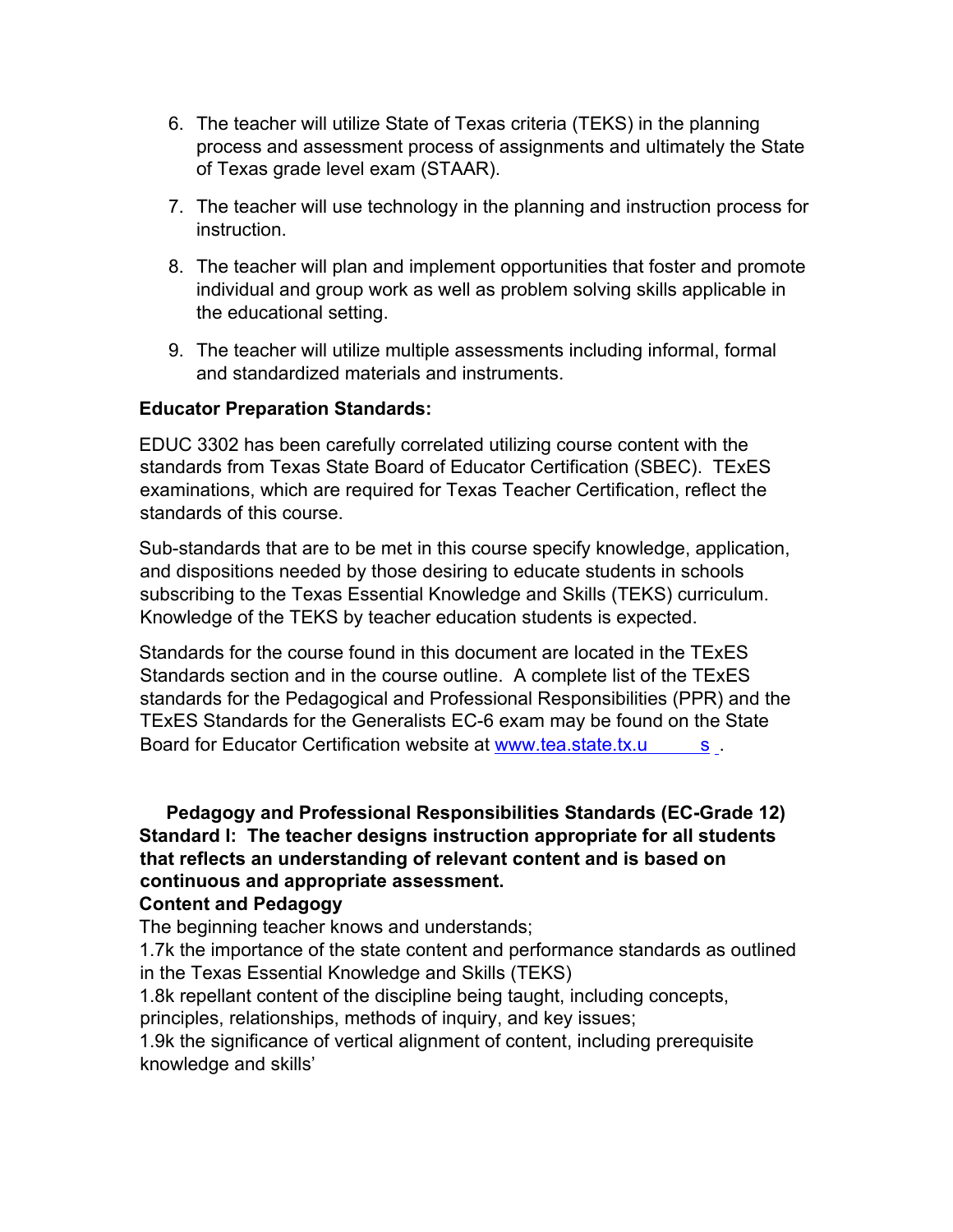6. The teacher will utilize State of Texas criteria (TEKS) in the planning process and assessment process of assignments and ultimately the State of Texas grade level exam (STAAR).

7. The teacher will use technology in the planning and instruction process for instruction.

8. The teacher will plan and implement opportunities that foster and promote individual and group work as well as problem solving skills applicable in the educational setting.

9. The teacher will utilize multiple assessments including informal, formal and standardized materials and instruments.

**Educator Preparation Standards:**

EDUC 3302 has been carefully correlated utilizing course content with the standards from Texas State Board of Educator Certification (SBEC). TExES examinations, which are required for Texas Teacher Certification, reflect the standards of this course.

Sub-standards that are to be met in this course specify knowledge, application, and dispositions needed by those desiring to educate students in schools subscribing to the Texas Essential Knowledge and Skills (TEKS) curriculum. Knowledge of the TEKS by teacher education students is expected.

Standards for the course found in this document are located in the TExES Standards section and in the course outline. A complete list of the TExES standards for the Pedagogical and Professional Responsibilities (PPR) and the TExES Standards for the Generalists EC-6 exam may be found on the State Board for Educator Certification website at www.tea.state.tx.us .

**Pedagogy and Professional Responsibilities Standards (EC-Grade 12)**

**Standard I: The teacher designs instruction appropriate for all students that reflects an understanding of relevant content and is based on continuous and appropriate assessment.**

**Content and Pedagogy**

The beginning teacher knows and understands;

1.7k the importance of the state content and performance standards as outlined in the Texas Essential Knowledge and Skills (TEKS)

1.8k repellant content of the discipline being taught, including concepts, principles, relationships, methods of inquiry, and key issues;

1.9k the significance of vertical alignment of content, including prerequisite knowledge and skills'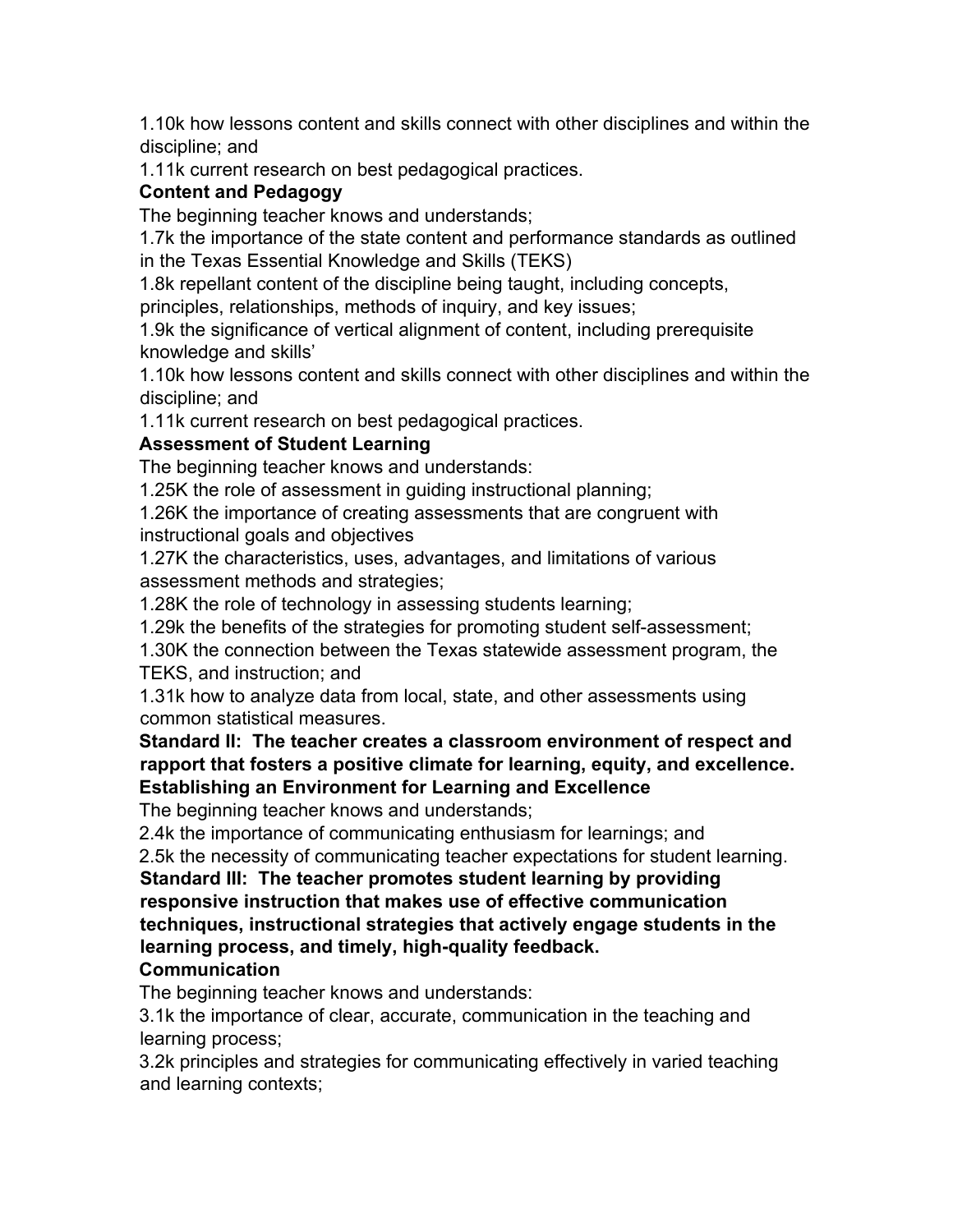1.10k how lessons content and skills connect with other disciplines and within the discipline; and

1.11k current research on best pedagogical practices.

**Content and Pedagogy**

The beginning teacher knows and understands;

1.7k the importance of the state content and performance standards as outlined in the Texas Essential Knowledge and Skills (TEKS)

1.8k repellant content of the discipline being taught, including concepts, principles, relationships, methods of inquiry, and key issues;

1.9k the significance of vertical alignment of content, including prerequisite knowledge and skills'

1.10k how lessons content and skills connect with other disciplines and within the discipline; and

1.11k current research on best pedagogical practices.

**Assessment of Student Learning**

The beginning teacher knows and understands:

1.25K the role of assessment in guiding instructional planning;

1.26K the importance of creating assessments that are congruent with instructional goals and objectives

1.27K the characteristics, uses, advantages, and limitations of various assessment methods and strategies;

1.28K the role of technology in assessing students learning;

1.29k the benefits of the strategies for promoting student self-assessment;

1.30K the connection between the Texas statewide assessment program, the TEKS, and instruction; and

1.31k how to analyze data from local, state, and other assessments using common statistical measures.

**Standard II: The teacher creates a classroom environment of respect and rapport that fosters a positive climate for learning, equity, and excellence.**

**Establishing an Environment for Learning and Excellence**

The beginning teacher knows and understands;

2.4k the importance of communicating enthusiasm for learnings; and

2.5k the necessity of communicating teacher expectations for student learning.

**Standard III: The teacher promotes student learning by providing responsive instruction that makes use of effective communication techniques, instructional strategies that actively engage students in the learning process, and timely, high-quality feedback.**

**Communication**

The beginning teacher knows and understands:

3.1k the importance of clear, accurate, communication in the teaching and learning process;

3.2k principles and strategies for communicating effectively in varied teaching and learning contexts;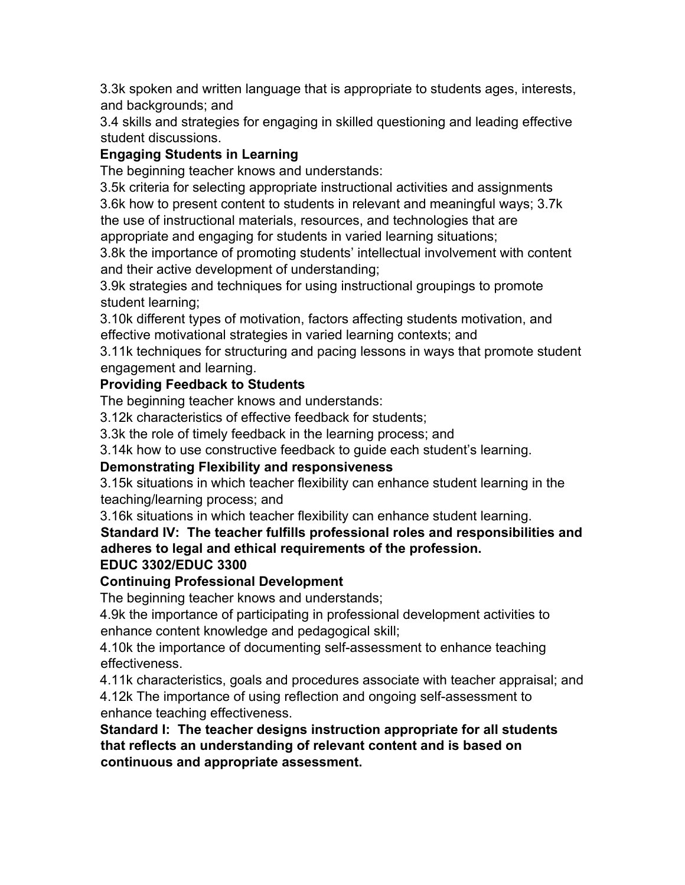3.3k spoken and written language that is appropriate to students ages, interests, and backgrounds; and

3.4 skills and strategies for engaging in skilled questioning and leading effective student discussions.

**Engaging Students in Learning**

The beginning teacher knows and understands:

3.5k criteria for selecting appropriate instructional activities and assignments

3.6k how to present content to students in relevant and meaningful ways; 3.7k the use of instructional materials, resources, and technologies that are appropriate and engaging for students in varied learning situations;

3.8k the importance of promoting students' intellectual involvement with content and their active development of understanding;

3.9k strategies and techniques for using instructional groupings to promote student learning;

3.10k different types of motivation, factors affecting students motivation, and effective motivational strategies in varied learning contexts; and

3.11k techniques for structuring and pacing lessons in ways that promote student engagement and learning.

**Providing Feedback to Students**

The beginning teacher knows and understands:

3.12k characteristics of effective feedback for students;

3.3k the role of timely feedback in the learning process; and

3.14k how to use constructive feedback to guide each student's learning.

**Demonstrating Flexibility and responsiveness**

3.15k situations in which teacher flexibility can enhance student learning in the teaching/learning process; and

3.16k situations in which teacher flexibility can enhance student learning.

**Standard IV: The teacher fulfills professional roles and responsibilities and adheres to legal and ethical requirements of the profession.**

**EDUC 3302/EDUC 3300**

**Continuing Professional Development**

The beginning teacher knows and understands;

4.9k the importance of participating in professional development activities to enhance content knowledge and pedagogical skill;

4.10k the importance of documenting self-assessment to enhance teaching effectiveness.

4.11k characteristics, goals and procedures associate with teacher appraisal; and

4.12k The importance of using reflection and ongoing self-assessment to enhance teaching effectiveness.

**Standard I: The teacher designs instruction appropriate for all students that reflects an understanding of relevant content and is based on continuous and appropriate assessment.**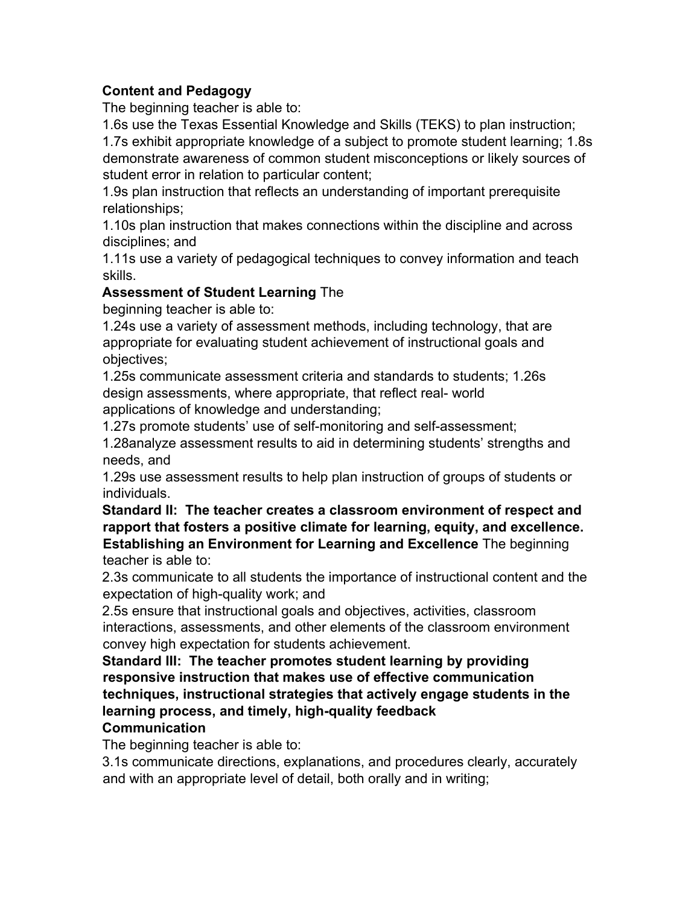**Content and Pedagogy**

The beginning teacher is able to:

1.6s use the Texas Essential Knowledge and Skills (TEKS) to plan instruction;

1.7s exhibit appropriate knowledge of a subject to promote student learning; 1.8s demonstrate awareness of common student misconceptions or likely sources of student error in relation to particular content;

1.9s plan instruction that reflects an understanding of important prerequisite relationships;

1.10s plan instruction that makes connections within the discipline and across disciplines; and

1.11s use a variety of pedagogical techniques to convey information and teach skills.

**Assessment of Student Learning** The beginning teacher is able to:

1.24s use a variety of assessment methods, including technology, that are appropriate for evaluating student achievement of instructional goals and objectives;

1.25s communicate assessment criteria and standards to students; 1.26s design assessments, where appropriate, that reflect real- world applications of knowledge and understanding;

1.27s promote students' use of self-monitoring and self-assessment;

1.28analyze assessment results to aid in determining students' strengths and needs, and

1.29s use assessment results to help plan instruction of groups of students or individuals.

**Standard II: The teacher creates a classroom environment of respect and rapport that fosters a positive climate for learning, equity, and excellence.**

**Establishing an Environment for Learning and Excellence** The beginning teacher is able to:

2.3s communicate to all students the importance of instructional content and the expectation of high-quality work; and

2.5s ensure that instructional goals and objectives, activities, classroom interactions, assessments, and other elements of the classroom environment convey high expectation for students achievement.

**Standard III: The teacher promotes student learning by providing responsive instruction that makes use of effective communication techniques, instructional strategies that actively engage students in the learning process, and timely, high-quality feedback**

**Communication**

The beginning teacher is able to:

3.1s communicate directions, explanations, and procedures clearly, accurately and with an appropriate level of detail, both orally and in writing;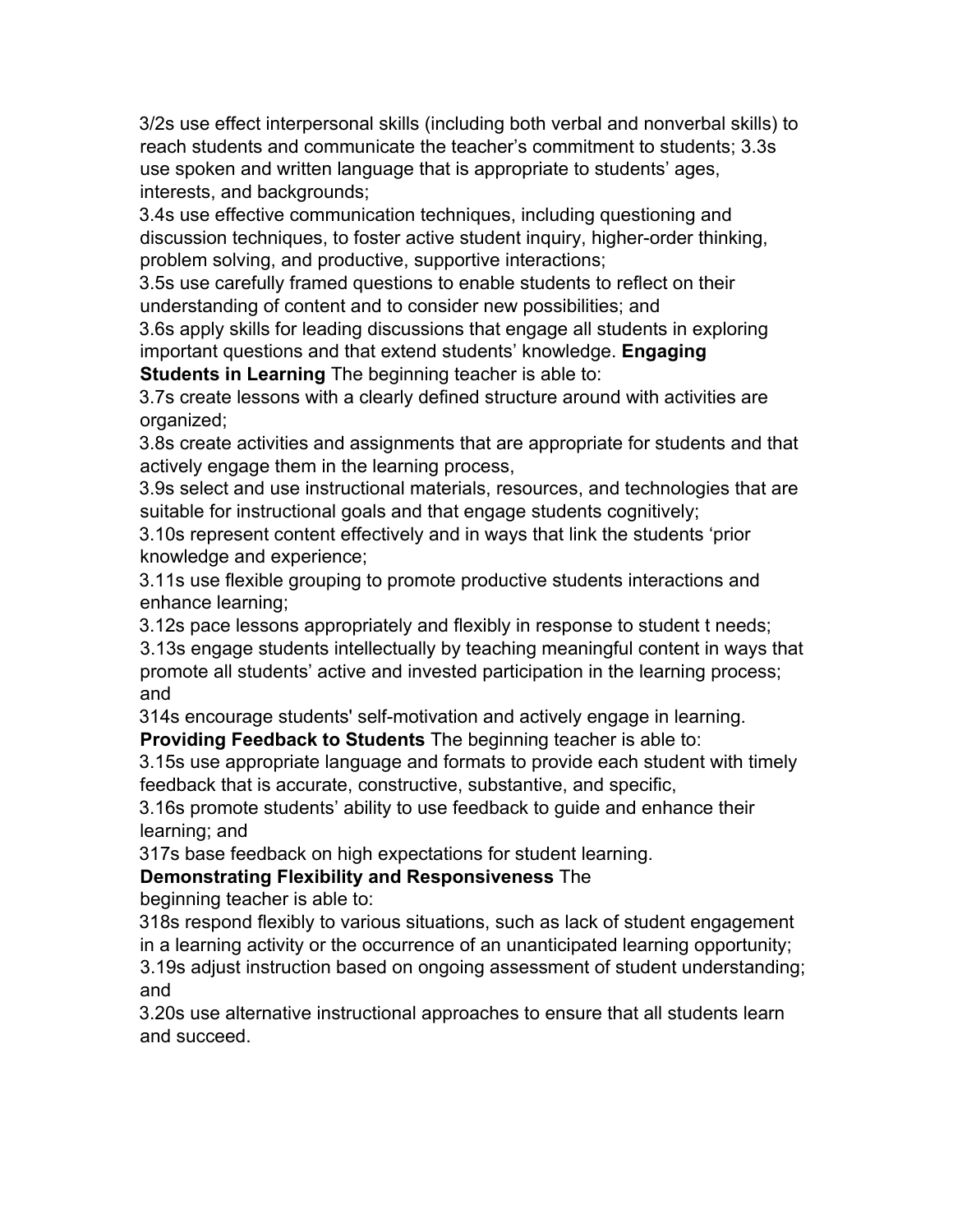3/2s use effect interpersonal skills (including both verbal and nonverbal skills) to reach students and communicate the teacher's commitment to students; 3.3s use spoken and written language that is appropriate to students' ages, interests, and backgrounds;

3.4s use effective communication techniques, including questioning and discussion techniques, to foster active student inquiry, higher-order thinking, problem solving, and productive, supportive interactions;

3.5s use carefully framed questions to enable students to reflect on their understanding of content and to consider new possibilities; and

3.6s apply skills for leading discussions that engage all students in exploring important questions and that extend students' knowledge. **Engaging Students in Learning** The beginning teacher is able to:

3.7s create lessons with a clearly defined structure around with activities are organized;

3.8s create activities and assignments that are appropriate for students and that actively engage them in the learning process,

3.9s select and use instructional materials, resources, and technologies that are suitable for instructional goals and that engage students cognitively;

3.10s represent content effectively and in ways that link the students 'prior knowledge and experience;

3.11s use flexible grouping to promote productive students interactions and enhance learning;

3.12s pace lessons appropriately and flexibly in response to student t needs;

3.13s engage students intellectually by teaching meaningful content in ways that promote all students' active and invested participation in the learning process; and

314s encourage students' self-motivation and actively engage in learning.

**Providing Feedback to Students** The beginning teacher is able to:

3.15s use appropriate language and formats to provide each student with timely feedback that is accurate, constructive, substantive, and specific,

3.16s promote students' ability to use feedback to guide and enhance their learning; and

317s base feedback on high expectations for student learning.

**Demonstrating Flexibility and Responsiveness** The beginning teacher is able to:

318s respond flexibly to various situations, such as lack of student engagement in a learning activity or the occurrence of an unanticipated learning opportunity;

3.19s adjust instruction based on ongoing assessment of student understanding; and

3.20s use alternative instructional approaches to ensure that all students learn and succeed.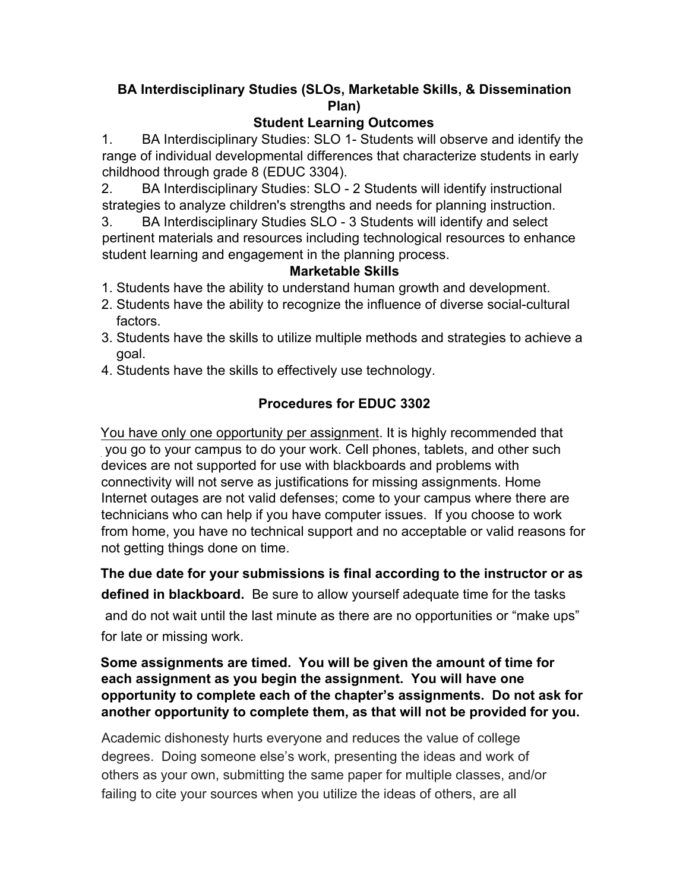**BA Interdisciplinary Studies (SLOs, Marketable Skills, & Dissemination Plan)**

**Student Learning Outcomes**

1. BA Interdisciplinary Studies: SLO 1- Students will observe and identify the range of individual developmental differences that characterize students in early childhood through grade 8 (EDUC 3304).
2. BA Interdisciplinary Studies: SLO - 2 Students will identify instructional strategies to analyze children's strengths and needs for planning instruction.
3. BA Interdisciplinary Studies SLO - 3 Students will identify and select pertinent materials and resources including technological resources to enhance student learning and engagement in the planning process.

**Marketable Skills**

1. Students have the ability to understand human growth and development.
2. Students have the ability to recognize the influence of diverse social-cultural factors.
3. Students have the skills to utilize multiple methods and strategies to achieve a goal.
4. Students have the skills to effectively use technology.

**Procedures for EDUC 3302**

<u>You have only one opportunity per assignment</u>. It is highly recommended that you go to your campus to do your work. Cell phones, tablets, and other such devices are not supported for use with blackboards and problems with connectivity will not serve as justifications for missing assignments. Home Internet outages are not valid defenses; come to your campus where there are technicians who can help if you have computer issues. If you choose to work from home, you have no technical support and no acceptable or valid reasons for not getting things done on time.

**The due date for your submissions is final according to the instructor or as defined in blackboard.** Be sure to allow yourself adequate time for the tasks and do not wait until the last minute as there are no opportunities or "make ups" for late or missing work.

**Some assignments are timed. You will be given the amount of time for each assignment as you begin the assignment. You will have one opportunity to complete each of the chapter's assignments. Do not ask for another opportunity to complete them, as that will not be provided for you.**

Academic dishonesty hurts everyone and reduces the value of college degrees. Doing someone else's work, presenting the ideas and work of others as your own, submitting the same paper for multiple classes, and/or failing to cite your sources when you utilize the ideas of others, are all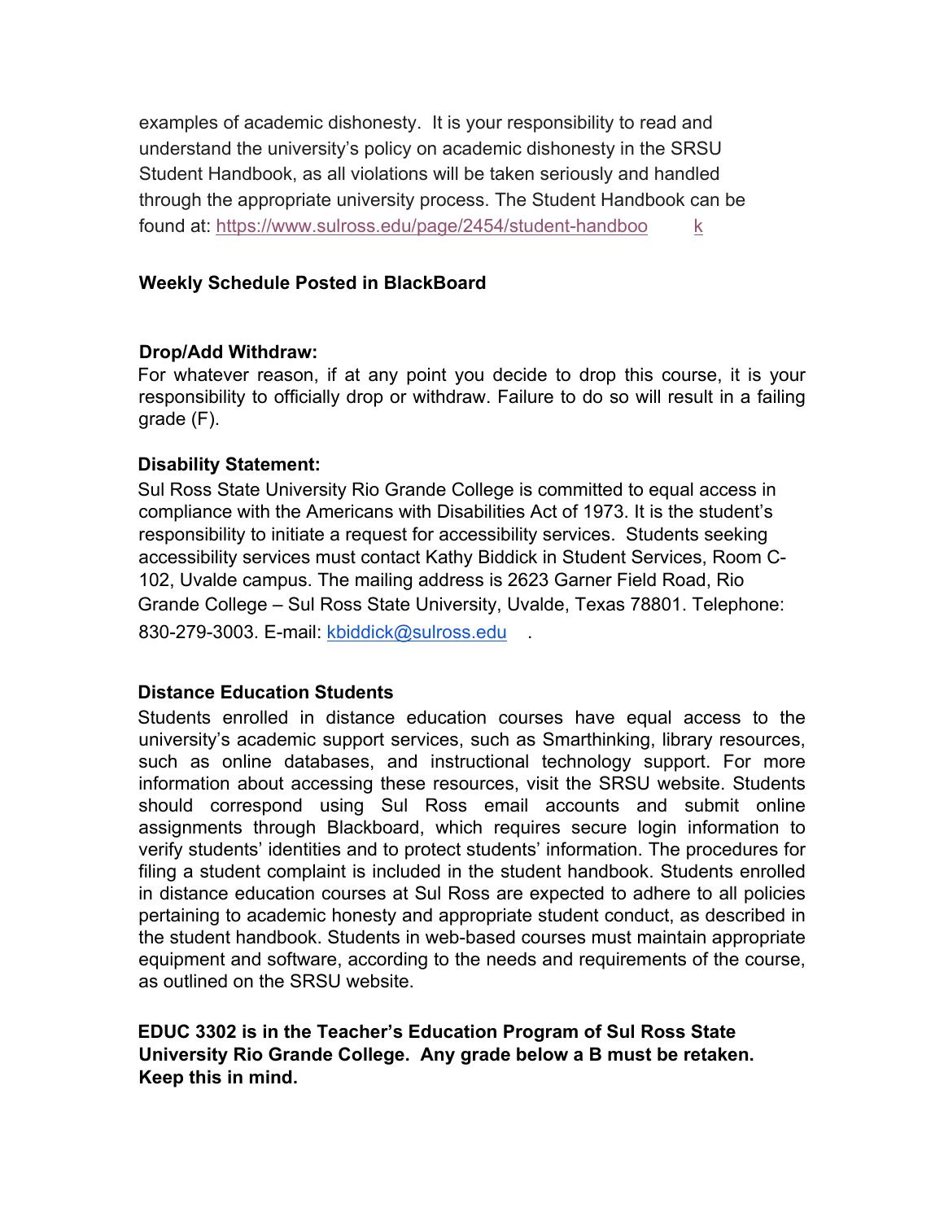examples of academic dishonesty. It is your responsibility to read and understand the university's policy on academic dishonesty in the SRSU Student Handbook, as all violations will be taken seriously and handled through the appropriate university process. The Student Handbook can be found at: https://www.sulross.edu/page/2454/student-handbook

**Weekly Schedule Posted in BlackBoard**

**Drop/Add Withdraw:**

For whatever reason, if at any point you decide to drop this course, it is your responsibility to officially drop or withdraw. Failure to do so will result in a failing grade (F).

**Disability Statement:**

Sul Ross State University Rio Grande College is committed to equal access in compliance with the Americans with Disabilities Act of 1973. It is the student's responsibility to initiate a request for accessibility services. Students seeking accessibility services must contact Kathy Biddick in Student Services, Room C-102, Uvalde campus. The mailing address is 2623 Garner Field Road, Rio Grande College – Sul Ross State University, Uvalde, Texas 78801. Telephone: 830-279-3003. E-mail: kbiddick@sulross.edu .

**Distance Education Students**

Students enrolled in distance education courses have equal access to the university's academic support services, such as Smarthinking, library resources, such as online databases, and instructional technology support. For more information about accessing these resources, visit the SRSU website. Students should correspond using Sul Ross email accounts and submit online assignments through Blackboard, which requires secure login information to verify students' identities and to protect students' information. The procedures for filing a student complaint is included in the student handbook. Students enrolled in distance education courses at Sul Ross are expected to adhere to all policies pertaining to academic honesty and appropriate student conduct, as described in the student handbook. Students in web-based courses must maintain appropriate equipment and software, according to the needs and requirements of the course, as outlined on the SRSU website.

**EDUC 3302 is in the Teacher's Education Program of Sul Ross State University Rio Grande College. Any grade below a B must be retaken. Keep this in mind.**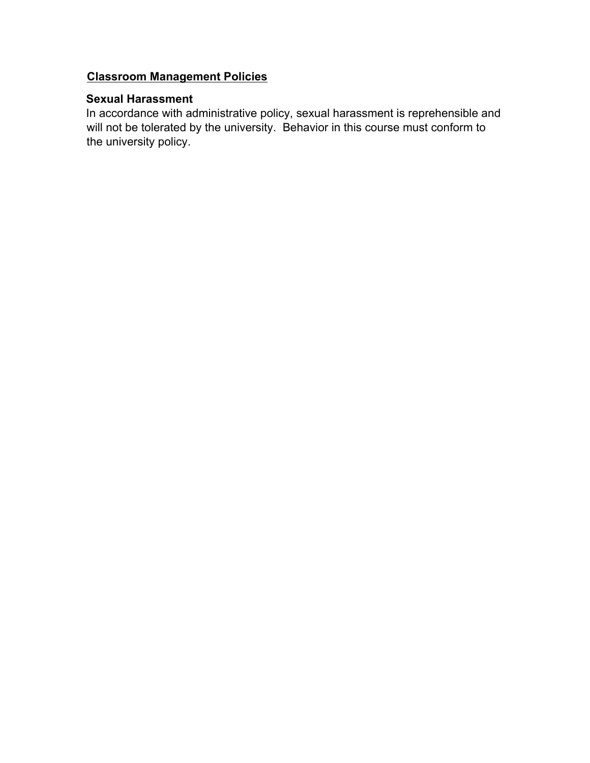## Classroom Management Policies

### Sexual Harassment

In accordance with administrative policy, sexual harassment is reprehensible and will not be tolerated by the university. Behavior in this course must conform to the university policy.